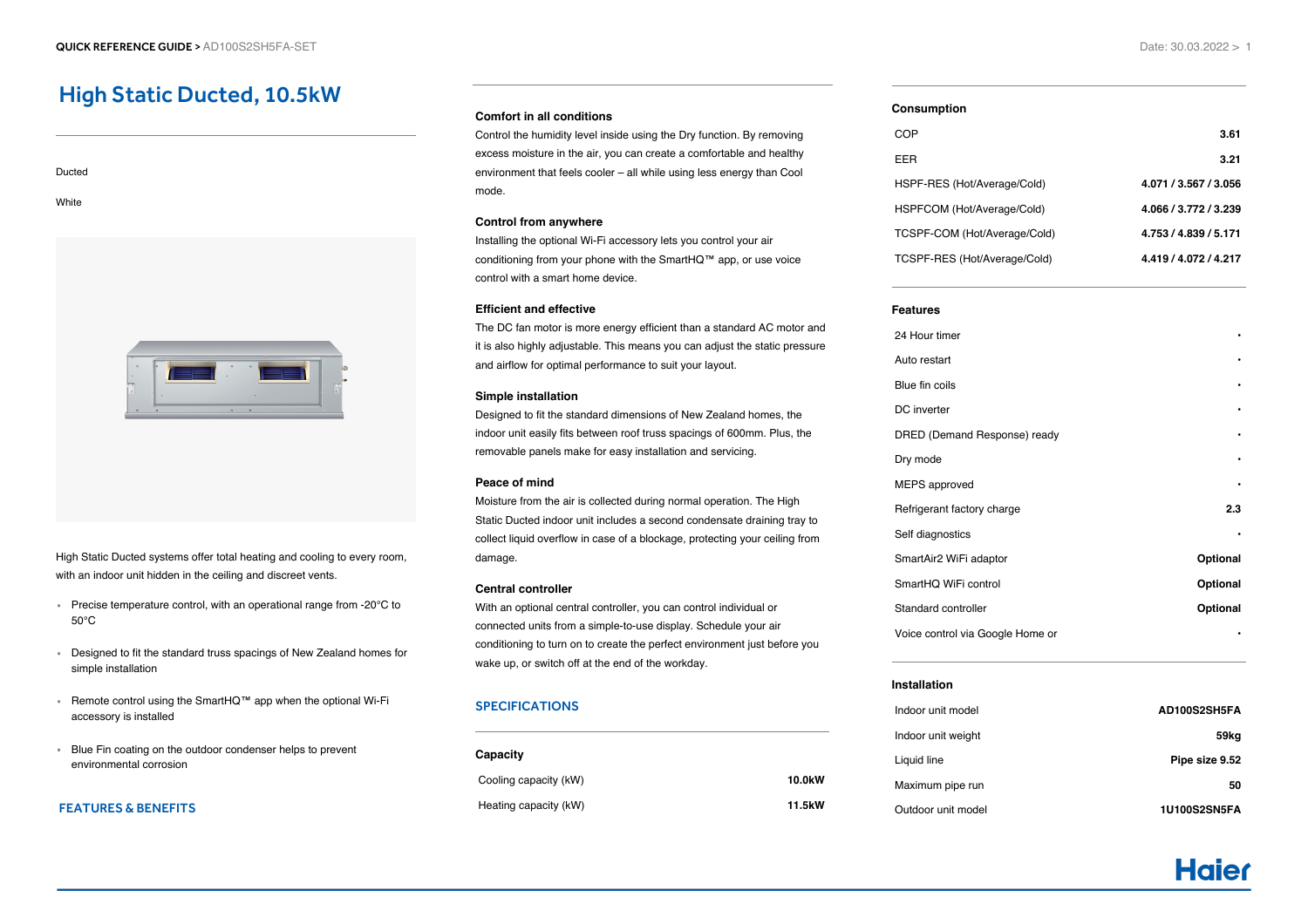# High Static Ducted, 10.5kW

Ducted

White

High Static Ducted systems offer total heating and cooling to every room, with an indoor unit hidden in the ceiling and discreet vents.

- Precise temperature control, with an operational range from -20°C to 50°C
- Designed to fit the standard truss spacings of New Zealand homes for simple installation
- Remote control using the SmartHQ™ app when the optional Wi-Fi accessory is installed
- Blue Fin coating on the outdoor condenser helps to prevent environmental corrosion

## FEATURES & BENEFITS

**Comfort in all conditions**
Control the humidity level inside using the Dry function. By removing excess moisture in the air, you can create a comfortable and healthy environment that feels cooler – all while using less energy than Cool mode.

**Control from anywhere**
Installing the optional Wi-Fi accessory lets you control your air conditioning from your phone with the SmartHQ™ app, or use voice control with a smart home device.

**Efficient and effective**
The DC fan motor is more energy efficient than a standard AC motor and it is also highly adjustable. This means you can adjust the static pressure and airflow for optimal performance to suit your layout.

**Simple installation**
Designed to fit the standard dimensions of New Zealand homes, the indoor unit easily fits between roof truss spacings of 600mm. Plus, the removable panels make for easy installation and servicing.

**Peace of mind**
Moisture from the air is collected during normal operation. The High Static Ducted indoor unit includes a second condensate draining tray to collect liquid overflow in case of a blockage, protecting your ceiling from damage.

**Central controller**
With an optional central controller, you can control individual or connected units from a simple-to-use display. Schedule your air conditioning to turn on to create the perfect environment just before you wake up, or switch off at the end of the workday.

## SPECIFICATIONS

### Capacity

| | |
|---|---|
| Cooling capacity (kW) | **10.0kW** |
| Heating capacity (kW) | **11.5kW** |

### Consumption

| | |
|---|---|
| COP | **3.61** |
| EER | **3.21** |
| HSPF-RES (Hot/Average/Cold) | **4.071 / 3.567 / 3.056** |
| HSPFCOM (Hot/Average/Cold) | **4.066 / 3.772 / 3.239** |
| TCSPF-COM (Hot/Average/Cold) | **4.753 / 4.839 / 5.171** |
| TCSPF-RES (Hot/Average/Cold) | **4.419 / 4.072 / 4.217** |

### Features

| | |
|---|---|
| 24 Hour timer | • |
| Auto restart | • |
| Blue fin coils | • |
| DC inverter | • |
| DRED (Demand Response) ready | • |
| Dry mode | • |
| MEPS approved | • |
| Refrigerant factory charge | **2.3** |
| Self diagnostics | • |
| SmartAir2 WiFi adaptor | **Optional** |
| SmartHQ WiFi control | **Optional** |
| Standard controller | **Optional** |
| Voice control via Google Home or | • |

### Installation

| | |
|---|---|
| Indoor unit model | **AD100S2SH5FA** |
| Indoor unit weight | **59kg** |
| Liquid line | **Pipe size 9.52** |
| Maximum pipe run | **50** |
| Outdoor unit model | **1U100S2SN5FA** |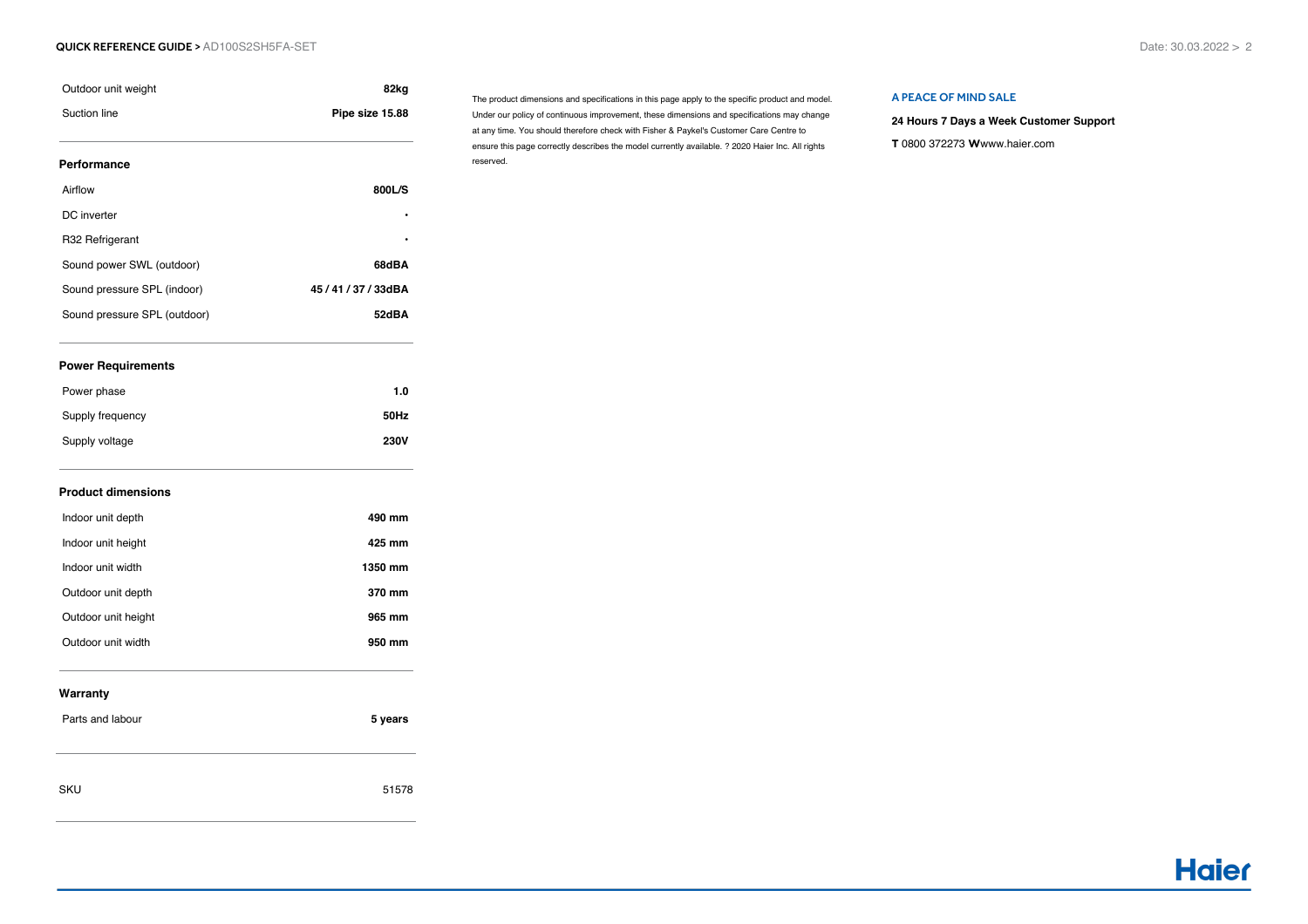| | |
|---|---|
| Outdoor unit weight | **82kg** |
| Suction line | **Pipe size 15.88** |

### Performance

| | |
|---|---|
| Airflow | **800L/S** |
| DC inverter | • |
| R32 Refrigerant | • |
| Sound power SWL (outdoor) | **68dBA** |
| Sound pressure SPL (indoor) | **45 / 41 / 37 / 33dBA** |
| Sound pressure SPL (outdoor) | **52dBA** |

### Power Requirements

| | |
|---|---|
| Power phase | **1.0** |
| Supply frequency | **50Hz** |
| Supply voltage | **230V** |

### Product dimensions

| | |
|---|---|
| Indoor unit depth | **490 mm** |
| Indoor unit height | **425 mm** |
| Indoor unit width | **1350 mm** |
| Outdoor unit depth | **370 mm** |
| Outdoor unit height | **965 mm** |
| Outdoor unit width | **950 mm** |

### Warranty

| | |
|---|---|
| Parts and labour | **5 years** |

| | |
|---|---|
| SKU | 51578 |

The product dimensions and specifications in this page apply to the specific product and model. Under our policy of continuous improvement, these dimensions and specifications may change at any time. You should therefore check with Fisher & Paykel's Customer Care Centre to ensure this page correctly describes the model currently available. ? 2020 Haier Inc. All rights reserved.

**A PEACE OF MIND SALE**

**24 Hours 7 Days a Week Customer Support**

**T** 0800 372273 **W**www.haier.com